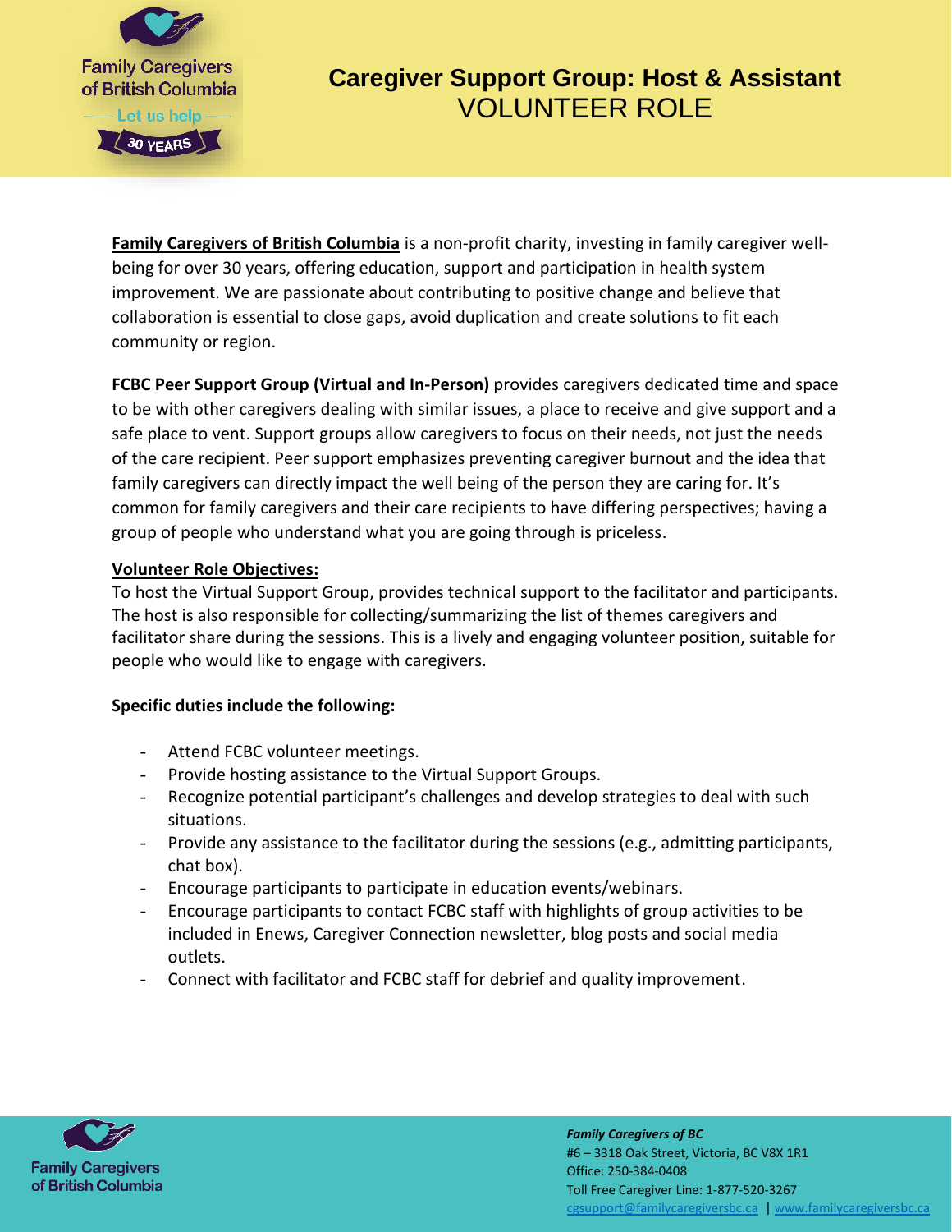# Caregiver Support Group: Host & Assistant VOLUNTEER ROLE

**Family Caregivers of British Columbia** is a non-profit charity, investing in family caregiver well-being for over 30 years, offering education, support and participation in health system improvement. We are passionate about contributing to positive change and believe that collaboration is essential to close gaps, avoid duplication and create solutions to fit each community or region.

**FCBC Peer Support Group (Virtual and In-Person)** provides caregivers dedicated time and space to be with other caregivers dealing with similar issues, a place to receive and give support and a safe place to vent. Support groups allow caregivers to focus on their needs, not just the needs of the care recipient. Peer support emphasizes preventing caregiver burnout and the idea that family caregivers can directly impact the well being of the person they are caring for. It's common for family caregivers and their care recipients to have differing perspectives; having a group of people who understand what you are going through is priceless.

**Volunteer Role Objectives:**

To host the Virtual Support Group, provides technical support to the facilitator and participants. The host is also responsible for collecting/summarizing the list of themes caregivers and facilitator share during the sessions. This is a lively and engaging volunteer position, suitable for people who would like to engage with caregivers.

**Specific duties include the following:**

- Attend FCBC volunteer meetings.
- Provide hosting assistance to the Virtual Support Groups.
- Recognize potential participant's challenges and develop strategies to deal with such situations.
- Provide any assistance to the facilitator during the sessions (e.g., admitting participants, chat box).
- Encourage participants to participate in education events/webinars.
- Encourage participants to contact FCBC staff with highlights of group activities to be included in Enews, Caregiver Connection newsletter, blog posts and social media outlets.
- Connect with facilitator and FCBC staff for debrief and quality improvement.

***Family Caregivers of BC***
#6 – 3318 Oak Street, Victoria, BC V8X 1R1
Office: 250-384-0408
Toll Free Caregiver Line: 1-877-520-3267
cgsupport@familycaregiversbc.ca | www.familycaregiversbc.ca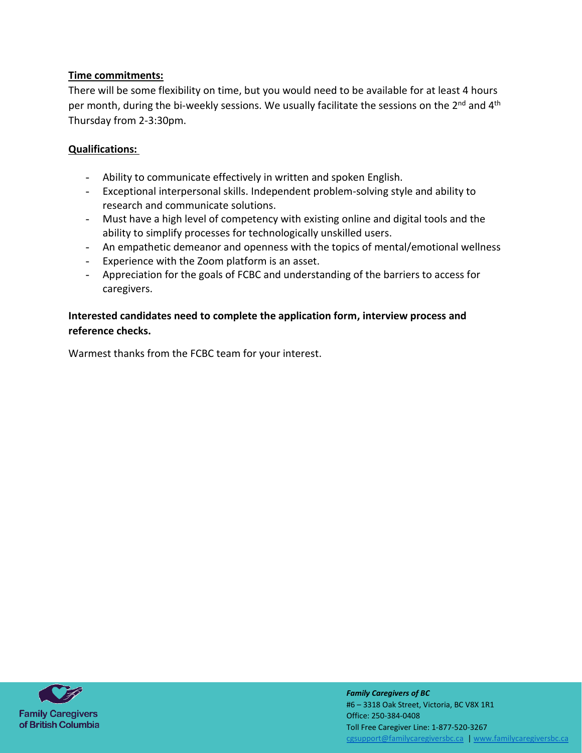**Time commitments:**

There will be some flexibility on time, but you would need to be available for at least 4 hours per month, during the bi-weekly sessions. We usually facilitate the sessions on the 2nd and 4th Thursday from 2-3:30pm.

**Qualifications:**

- Ability to communicate effectively in written and spoken English.
- Exceptional interpersonal skills. Independent problem-solving style and ability to research and communicate solutions.
- Must have a high level of competency with existing online and digital tools and the ability to simplify processes for technologically unskilled users.
- An empathetic demeanor and openness with the topics of mental/emotional wellness
- Experience with the Zoom platform is an asset.
- Appreciation for the goals of FCBC and understanding of the barriers to access for caregivers.

**Interested candidates need to complete the application form, interview process and reference checks.**

Warmest thanks from the FCBC team for your interest.

Family Caregivers of British Columbia

*Family Caregivers of BC*
#6 – 3318 Oak Street, Victoria, BC V8X 1R1
Office: 250-384-0408
Toll Free Caregiver Line: 1-877-520-3267
cgsupport@familycaregiversbc.ca | www.familycaregiversbc.ca